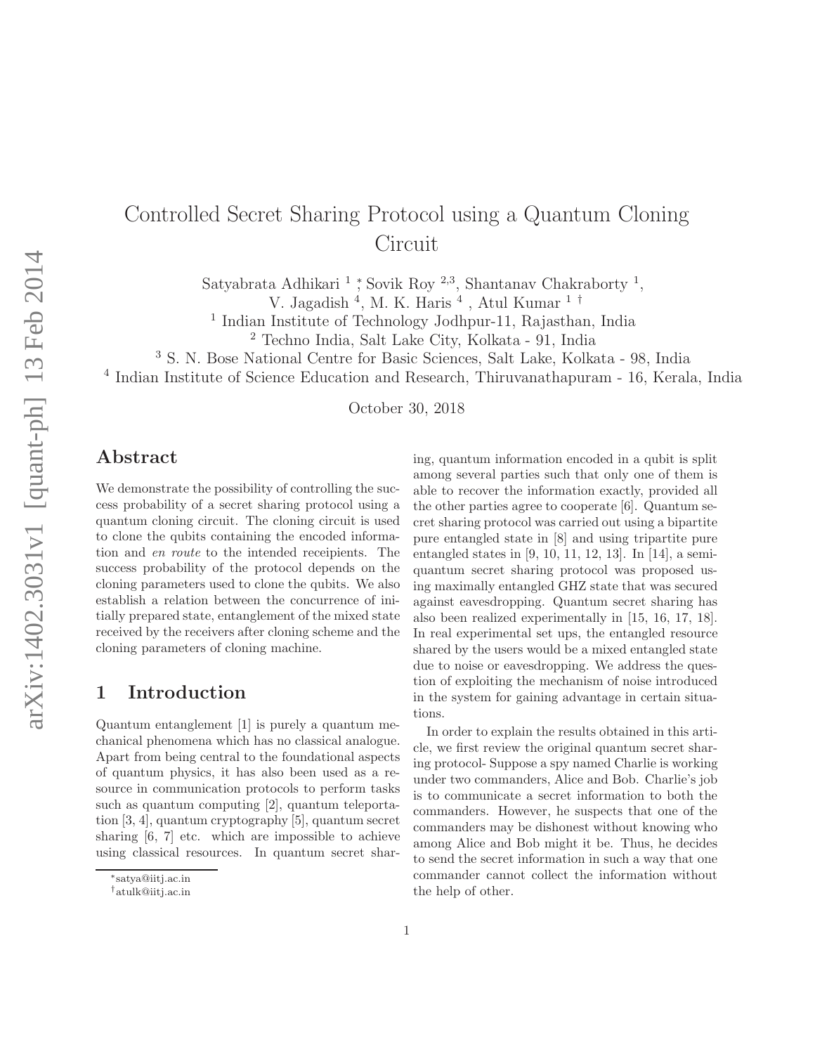# Controlled Secret Sharing Protocol using a Quantum Cloning Circuit

Satyabrata Adhikari [1] [*], Sovik Roy [2,3], Shantanav Chakraborty [1], V. Jagadish [4], M. K. Haris [4], Atul Kumar [1] [†]

[1] Indian Institute of Technology Jodhpur-11, Rajasthan, India
[2] Techno India, Salt Lake City, Kolkata - 91, India
[3] S. N. Bose National Centre for Basic Sciences, Salt Lake, Kolkata - 98, India
[4] Indian Institute of Science Education and Research, Thiruvanathapuram - 16, Kerala, India

October 30, 2018

## Abstract

We demonstrate the possibility of controlling the success probability of a secret sharing protocol using a quantum cloning circuit. The cloning circuit is used to clone the qubits containing the encoded information and *en route* to the intended receipients. The success probability of the protocol depends on the cloning parameters used to clone the qubits. We also establish a relation between the concurrence of initially prepared state, entanglement of the mixed state received by the receivers after cloning scheme and the cloning parameters of cloning machine.

## 1 Introduction

Quantum entanglement [1] is purely a quantum mechanical phenomena which has no classical analogue. Apart from being central to the foundational aspects of quantum physics, it has also been used as a resource in communication protocols to perform tasks such as quantum computing [2], quantum teleportation [3, 4], quantum cryptography [5], quantum secret sharing [6, 7] etc. which are impossible to achieve using classical resources. In quantum secret sharing, quantum information encoded in a qubit is split among several parties such that only one of them is able to recover the information exactly, provided all the other parties agree to cooperate [6]. Quantum secret sharing protocol was carried out using a bipartite pure entangled state in [8] and using tripartite pure entangled states in [9, 10, 11, 12, 13]. In [14], a semi-quantum secret sharing protocol was proposed using maximally entangled GHZ state that was secured against eavesdropping. Quantum secret sharing has also been realized experimentally in [15, 16, 17, 18]. In real experimental set ups, the entangled resource shared by the users would be a mixed entangled state due to noise or eavesdropping. We address the question of exploiting the mechanism of noise introduced in the system for gaining advantage in certain situations.

In order to explain the results obtained in this article, we first review the original quantum secret sharing protocol- Suppose a spy named Charlie is working under two commanders, Alice and Bob. Charlie's job is to communicate a secret information to both the commanders. However, he suspects that one of the commanders may be dishonest without knowing who among Alice and Bob might it be. Thus, he decides to send the secret information in such a way that one commander cannot collect the information without the help of other.

[*] satya@iitj.ac.in
[†] atulk@iitj.ac.in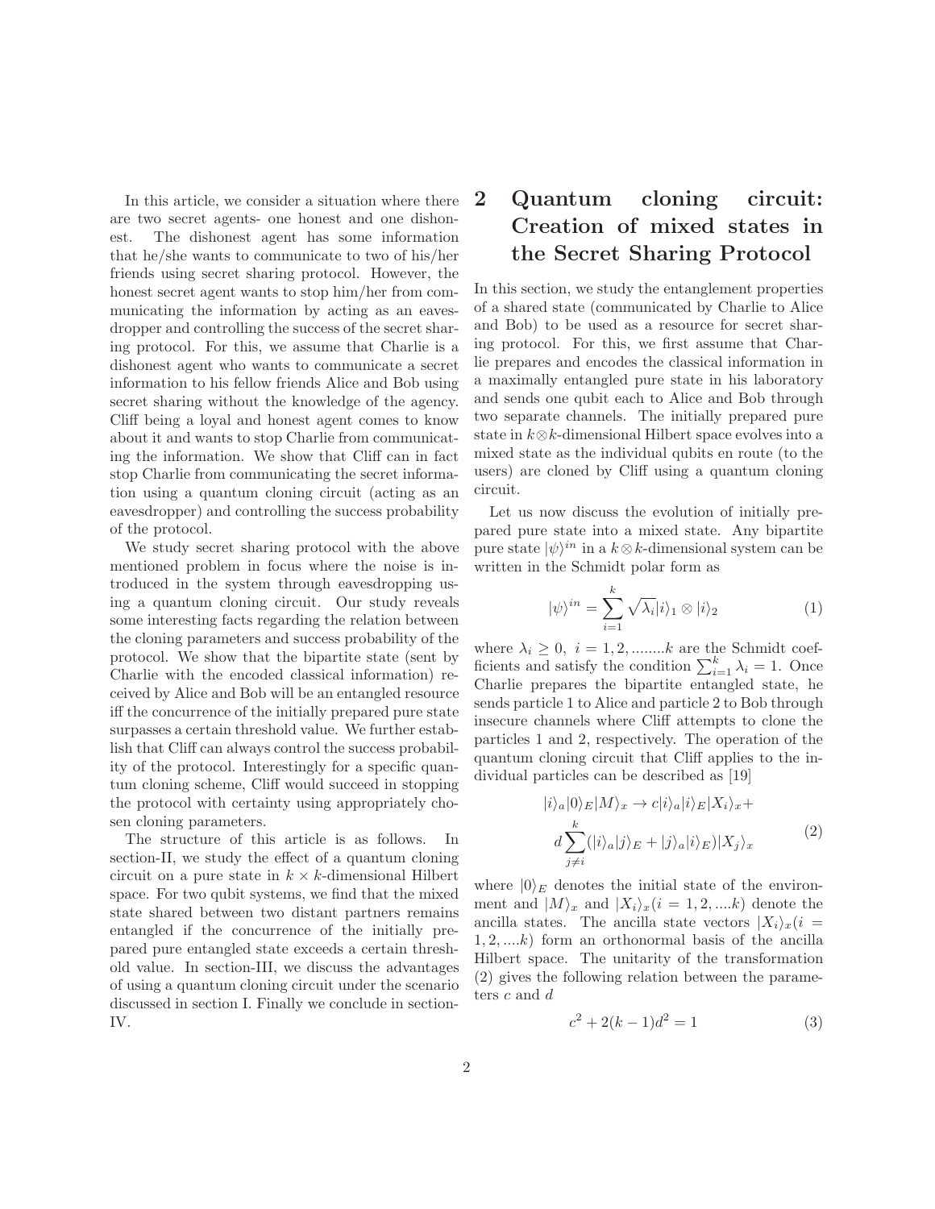In this article, we consider a situation where there are two secret agents- one honest and one dishonest. The dishonest agent has some information that he/she wants to communicate to two of his/her friends using secret sharing protocol. However, the honest secret agent wants to stop him/her from communicating the information by acting as an eavesdropper and controlling the success of the secret sharing protocol. For this, we assume that Charlie is a dishonest agent who wants to communicate a secret information to his fellow friends Alice and Bob using secret sharing without the knowledge of the agency. Cliff being a loyal and honest agent comes to know about it and wants to stop Charlie from communicating the information. We show that Cliff can in fact stop Charlie from communicating the secret information using a quantum cloning circuit (acting as an eavesdropper) and controlling the success probability of the protocol.

We study secret sharing protocol with the above mentioned problem in focus where the noise is introduced in the system through eavesdropping using a quantum cloning circuit. Our study reveals some interesting facts regarding the relation between the cloning parameters and success probability of the protocol. We show that the bipartite state (sent by Charlie with the encoded classical information) received by Alice and Bob will be an entangled resource iff the concurrence of the initially prepared pure state surpasses a certain threshold value. We further establish that Cliff can always control the success probability of the protocol. Interestingly for a specific quantum cloning scheme, Cliff would succeed in stopping the protocol with certainty using appropriately chosen cloning parameters.

The structure of this article is as follows. In section-II, we study the effect of a quantum cloning circuit on a pure state in $k \times k$-dimensional Hilbert space. For two qubit systems, we find that the mixed state shared between two distant partners remains entangled if the concurrence of the initially prepared pure entangled state exceeds a certain threshold value. In section-III, we discuss the advantages of using a quantum cloning circuit under the scenario discussed in section I. Finally we conclude in section-IV.

# 2 Quantum cloning circuit: Creation of mixed states in the Secret Sharing Protocol

In this section, we study the entanglement properties of a shared state (communicated by Charlie to Alice and Bob) to be used as a resource for secret sharing protocol. For this, we first assume that Charlie prepares and encodes the classical information in a maximally entangled pure state in his laboratory and sends one qubit each to Alice and Bob through two separate channels. The initially prepared pure state in $k \otimes k$-dimensional Hilbert space evolves into a mixed state as the individual qubits en route (to the users) are cloned by Cliff using a quantum cloning circuit.

Let us now discuss the evolution of initially prepared pure state into a mixed state. Any bipartite pure state $|\psi\rangle^{in}$ in a $k \otimes k$-dimensional system can be written in the Schmidt polar form as

$$|\psi\rangle^{in} = \sum_{i=1}^{k} \sqrt{\lambda_i} |i\rangle_1 \otimes |i\rangle_2 \tag{1}$$

where $\lambda_i \geq 0, \ i = 1, 2, ........k$ are the Schmidt coefficients and satisfy the condition $\sum_{i=1}^{k} \lambda_i = 1$. Once Charlie prepares the bipartite entangled state, he sends particle 1 to Alice and particle 2 to Bob through insecure channels where Cliff attempts to clone the particles 1 and 2, respectively. The operation of the quantum cloning circuit that Cliff applies to the individual particles can be described as [19]

$$\begin{aligned}
|i\rangle_a |0\rangle_E |M\rangle_x \rightarrow c|i\rangle_a |i\rangle_E |X_i\rangle_x + \\
d \sum_{j \neq i}^{k} (|i\rangle_a |j\rangle_E + |j\rangle_a |i\rangle_E) |X_j\rangle_x
\end{aligned} \tag{2}$$

where $|0\rangle_E$ denotes the initial state of the environment and $|M\rangle_x$ and $|X_i\rangle_x (i = 1, 2, ....k)$ denote the ancilla states. The ancilla state vectors $|X_i\rangle_x (i = 1, 2, ....k)$ form an orthonormal basis of the ancilla Hilbert space. The unitarity of the transformation (2) gives the following relation between the parameters $c$ and $d$

$$c^2 + 2(k-1)d^2 = 1 \tag{3}$$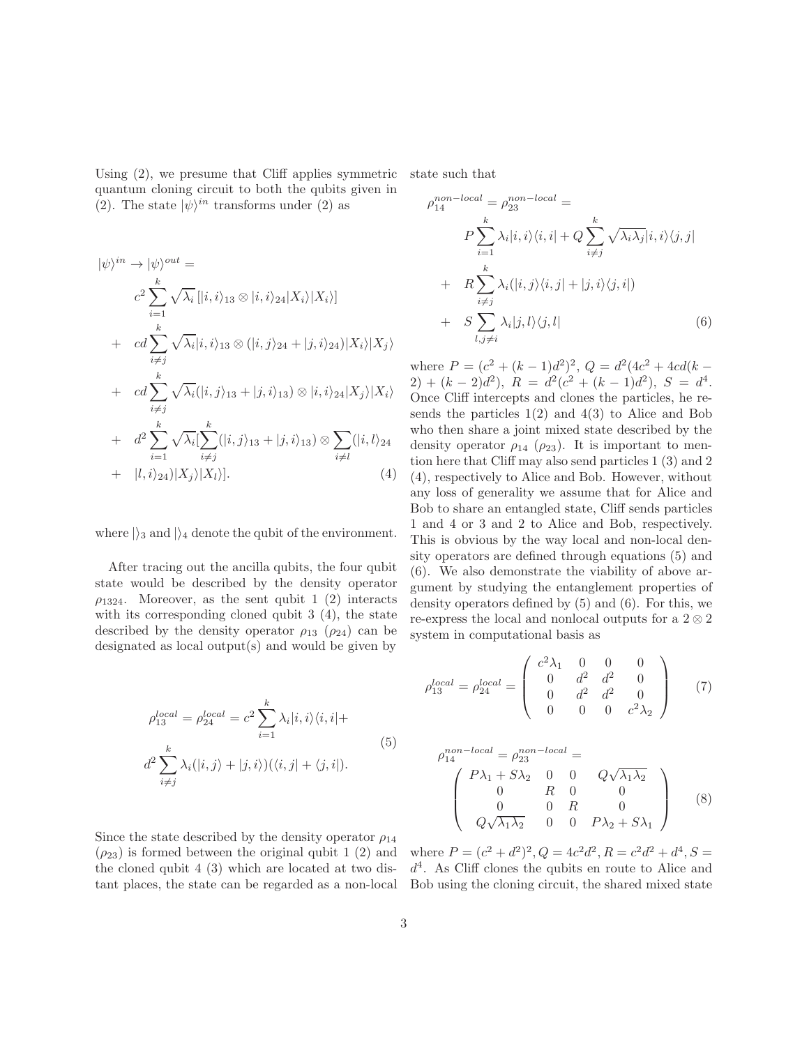Using (2), we presume that Cliff applies symmetric quantum cloning circuit to both the qubits given in (2). The state $|\psi\rangle^{in}$ transforms under (2) as

$$
\begin{aligned}
|\psi\rangle^{in} \rightarrow |\psi\rangle^{out} = \\
& c^2 \sum_{i=1}^{k} \sqrt{\lambda_i}\,[|i,i\rangle_{13} \otimes |i,i\rangle_{24}|X_i\rangle|X_i\rangle] \\
+ \quad & cd \sum_{i\neq j}^{k} \sqrt{\lambda_i}|i,i\rangle_{13} \otimes (|i,j\rangle_{24} + |j,i\rangle_{24})|X_i\rangle|X_j\rangle \\
+ \quad & cd \sum_{i\neq j}^{k} \sqrt{\lambda_i}(|i,j\rangle_{13} + |j,i\rangle_{13}) \otimes |i,i\rangle_{24}|X_j\rangle|X_i\rangle \\
+ \quad & d^2 \sum_{i=1}^{k} \sqrt{\lambda_i}[\sum_{i\neq j}^{k}(|i,j\rangle_{13} + |j,i\rangle_{13}) \otimes \sum_{i\neq l}(|i,l\rangle_{24} \\
+ \quad & |l,i\rangle_{24})|X_j\rangle|X_l\rangle]. \qquad (4)
\end{aligned}
$$

where $|\rangle_3$ and $|\rangle_4$ denote the qubit of the environment.

After tracing out the ancilla qubits, the four qubit state would be described by the density operator $\rho_{1324}$. Moreover, as the sent qubit 1 (2) interacts with its corresponding cloned qubit 3 (4), the state described by the density operator $\rho_{13}$ ($\rho_{24}$) can be designated as local output(s) and would be given by

$$
\begin{aligned}
\rho_{13}^{local} = \rho_{24}^{local} = c^2 \sum_{i=1}^{k} \lambda_i |i,i\rangle\langle i,i| + \\
d^2 \sum_{i\neq j}^{k} \lambda_i (|i,j\rangle + |j,i\rangle)(\langle i,j| + \langle j,i|).
\end{aligned}
\qquad (5)
$$

Since the state described by the density operator $\rho_{14}$ ($\rho_{23}$) is formed between the original qubit 1 (2) and the cloned qubit 4 (3) which are located at two distant places, the state can be regarded as a non-local state such that

$$
\begin{aligned}
\rho_{14}^{non-local} = \rho_{23}^{non-local} = \\
& P \sum_{i=1}^{k} \lambda_i |i,i\rangle\langle i,i| + Q \sum_{i\neq j}^{k} \sqrt{\lambda_i \lambda_j}|i,i\rangle\langle j,j| \\
+ \quad & R \sum_{i\neq j}^{k} \lambda_i (|i,j\rangle\langle i,j| + |j,i\rangle\langle j,i|) \\
+ \quad & S \sum_{l,j\neq i} \lambda_i |j,l\rangle\langle j,l| \qquad (6)
\end{aligned}
$$

where $P = (c^2 + (k-1)d^2)^2$, $Q = d^2(4c^2 + 4cd(k-2) + (k-2)d^2)$, $R = d^2(c^2 + (k-1)d^2)$, $S = d^4$. Once Cliff intercepts and clones the particles, he resends the particles 1(2) and 4(3) to Alice and Bob who then share a joint mixed state described by the density operator $\rho_{14}$ ($\rho_{23}$). It is important to mention here that Cliff may also send particles 1 (3) and 2 (4), respectively to Alice and Bob. However, without any loss of generality we assume that for Alice and Bob to share an entangled state, Cliff sends particles 1 and 4 or 3 and 2 to Alice and Bob, respectively. This is obvious by the way local and non-local density operators are defined through equations (5) and (6). We also demonstrate the viability of above argument by studying the entanglement properties of density operators defined by (5) and (6). For this, we re-express the local and nonlocal outputs for a $2 \otimes 2$ system in computational basis as

$$
\rho_{13}^{local} = \rho_{24}^{local} = \begin{pmatrix} c^2\lambda_1 & 0 & 0 & 0 \\ 0 & d^2 & d^2 & 0 \\ 0 & d^2 & d^2 & 0 \\ 0 & 0 & 0 & c^2\lambda_2 \end{pmatrix} \qquad (7)
$$

$$
\rho_{14}^{non-local} = \rho_{23}^{non-local} = \begin{pmatrix} P\lambda_1 + S\lambda_2 & 0 & 0 & Q\sqrt{\lambda_1\lambda_2} \\ 0 & R & 0 & 0 \\ 0 & 0 & R & 0 \\ Q\sqrt{\lambda_1\lambda_2} & 0 & 0 & P\lambda_2 + S\lambda_1 \end{pmatrix} \qquad (8)
$$

where $P = (c^2 + d^2)^2, Q = 4c^2d^2, R = c^2d^2 + d^4, S = d^4$. As Cliff clones the qubits en route to Alice and Bob using the cloning circuit, the shared mixed state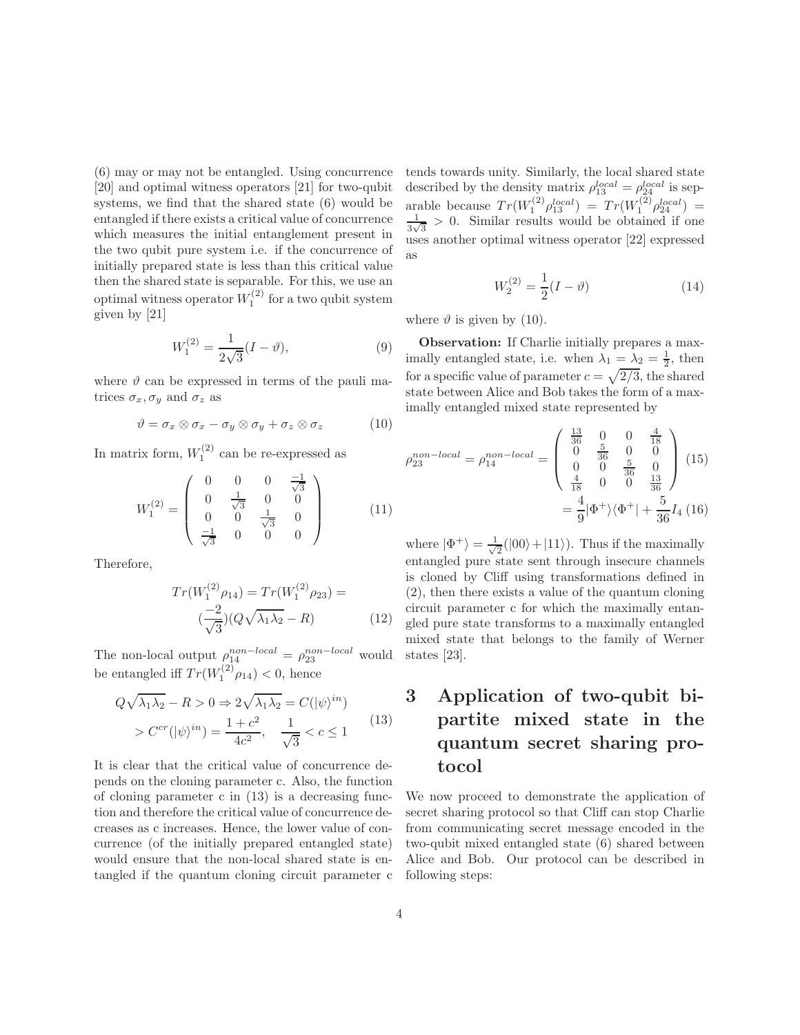(6) may or may not be entangled. Using concurrence [20] and optimal witness operators [21] for two-qubit systems, we find that the shared state (6) would be entangled if there exists a critical value of concurrence which measures the initial entanglement present in the two qubit pure system i.e. if the concurrence of initially prepared state is less than this critical value then the shared state is separable. For this, we use an optimal witness operator $W_1^{(2)}$ for a two qubit system given by [21]

$$W_1^{(2)} = \frac{1}{2\sqrt{3}}(I - \vartheta), \tag{9}$$

where $\vartheta$ can be expressed in terms of the pauli matrices $\sigma_x, \sigma_y$ and $\sigma_z$ as

$$\vartheta = \sigma_x \otimes \sigma_x - \sigma_y \otimes \sigma_y + \sigma_z \otimes \sigma_z \tag{10}$$

In matrix form, $W_1^{(2)}$ can be re-expressed as

$$W_1^{(2)} = \begin{pmatrix} 0 & 0 & 0 & \frac{-1}{\sqrt{3}} \\ 0 & \frac{1}{\sqrt{3}} & 0 & 0 \\ 0 & 0 & \frac{1}{\sqrt{3}} & 0 \\ \frac{-1}{\sqrt{3}} & 0 & 0 & 0 \end{pmatrix} \tag{11}$$

Therefore,

$$Tr(W_1^{(2)}\rho_{14}) = Tr(W_1^{(2)}\rho_{23}) = (\frac{-2}{\sqrt{3}})(Q\sqrt{\lambda_1\lambda_2} - R) \tag{12}$$

The non-local output $\rho_{14}^{non-local} = \rho_{23}^{non-local}$ would be entangled iff $Tr(W_1^{(2)}\rho_{14}) < 0$, hence

$$\begin{aligned} Q\sqrt{\lambda_1\lambda_2} - R > 0 \Rightarrow 2\sqrt{\lambda_1\lambda_2} = C(|\psi\rangle^{in}) \\ > C^{cr}(|\psi\rangle^{in}) = \frac{1+c^2}{4c^2}, \quad \frac{1}{\sqrt{3}} < c \leq 1 \end{aligned} \tag{13}$$

It is clear that the critical value of concurrence depends on the cloning parameter c. Also, the function of cloning parameter c in (13) is a decreasing function and therefore the critical value of concurrence decreases as c increases. Hence, the lower value of concurrence (of the initially prepared entangled state) would ensure that the non-local shared state is entangled if the quantum cloning circuit parameter c tends towards unity. Similarly, the local shared state described by the density matrix $\rho_{13}^{local} = \rho_{24}^{local}$ is separable because $Tr(W_1^{(2)}\rho_{13}^{local}) = Tr(W_1^{(2)}\rho_{24}^{local}) = \frac{1}{3\sqrt{3}} > 0$. Similar results would be obtained if one uses another optimal witness operator [22] expressed as

$$W_2^{(2)} = \frac{1}{2}(I - \vartheta) \tag{14}$$

where $\vartheta$ is given by (10).

**Observation:** If Charlie initially prepares a maximally entangled state, i.e. when $\lambda_1 = \lambda_2 = \frac{1}{2}$, then for a specific value of parameter $c = \sqrt{2/3}$, the shared state between Alice and Bob takes the form of a maximally entangled mixed state represented by

$$\rho_{23}^{non-local} = \rho_{14}^{non-local} = \begin{pmatrix} \frac{13}{36} & 0 & 0 & \frac{4}{18} \\ 0 & \frac{5}{36} & 0 & 0 \\ 0 & 0 & \frac{5}{36} & 0 \\ \frac{4}{18} & 0 & 0 & \frac{13}{36} \end{pmatrix} \tag{15}$$

$$= \frac{4}{9}|\Phi^+\rangle\langle\Phi^+| + \frac{5}{36}I_4 \tag{16}$$

where $|\Phi^+\rangle = \frac{1}{\sqrt{2}}(|00\rangle + |11\rangle)$. Thus if the maximally entangled pure state sent through insecure channels is cloned by Cliff using transformations defined in (2), then there exists a value of the quantum cloning circuit parameter c for which the maximally entangled pure state transforms to a maximally entangled mixed state that belongs to the family of Werner states [23].

# 3 Application of two-qubit bipartite mixed state in the quantum secret sharing protocol

We now proceed to demonstrate the application of secret sharing protocol so that Cliff can stop Charlie from communicating secret message encoded in the two-qubit mixed entangled state (6) shared between Alice and Bob. Our protocol can be described in following steps: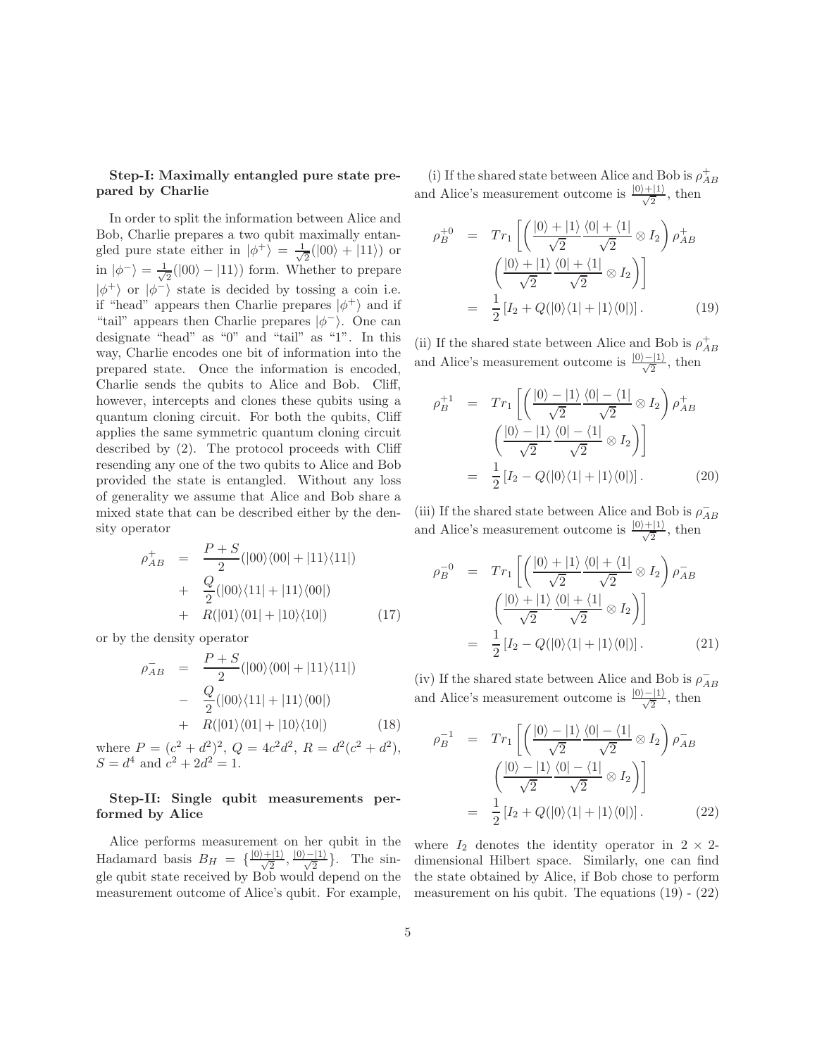**Step-I: Maximally entangled pure state prepared by Charlie**

In order to split the information between Alice and Bob, Charlie prepares a two qubit maximally entangled pure state either in $|\phi^+\rangle = \frac{1}{\sqrt{2}}(|00\rangle + |11\rangle)$ or in $|\phi^-\rangle = \frac{1}{\sqrt{2}}(|00\rangle - |11\rangle)$ form. Whether to prepare $|\phi^+\rangle$ or $|\phi^-\rangle$ state is decided by tossing a coin i.e. if "head" appears then Charlie prepares $|\phi^+\rangle$ and if "tail" appears then Charlie prepares $|\phi^-\rangle$. One can designate "head" as "0" and "tail" as "1". In this way, Charlie encodes one bit of information into the prepared state. Once the information is encoded, Charlie sends the qubits to Alice and Bob. Cliff, however, intercepts and clones these qubits using a quantum cloning circuit. For both the qubits, Cliff applies the same symmetric quantum cloning circuit described by (2). The protocol proceeds with Cliff resending any one of the two qubits to Alice and Bob provided the state is entangled. Without any loss of generality we assume that Alice and Bob share a mixed state that can be described either by the density operator

$$
\begin{aligned}
\rho^{+}_{AB} &= \frac{P+S}{2}(|00\rangle\langle 00| + |11\rangle\langle 11|) \\
&+ \frac{Q}{2}(|00\rangle\langle 11| + |11\rangle\langle 00|) \\
&+ R(|01\rangle\langle 01| + |10\rangle\langle 10|) \qquad (17)
\end{aligned}
$$

or by the density operator

$$
\begin{aligned}
\rho^{-}_{AB} &= \frac{P+S}{2}(|00\rangle\langle 00| + |11\rangle\langle 11|) \\
&- \frac{Q}{2}(|00\rangle\langle 11| + |11\rangle\langle 00|) \\
&+ R(|01\rangle\langle 01| + |10\rangle\langle 10|) \qquad (18)
\end{aligned}
$$

where $P = (c^2+d^2)^2$, $Q = 4c^2d^2$, $R = d^2(c^2+d^2)$, $S = d^4$ and $c^2 + 2d^2 = 1$.

**Step-II: Single qubit measurements performed by Alice**

Alice performs measurement on her qubit in the Hadamard basis $B_H = \{\frac{|0\rangle+|1\rangle}{\sqrt{2}}, \frac{|0\rangle-|1\rangle}{\sqrt{2}}\}$. The single qubit state received by Bob would depend on the measurement outcome of Alice's qubit. For example,

(i) If the shared state between Alice and Bob is $\rho^{+}_{AB}$ and Alice's measurement outcome is $\frac{|0\rangle+|1\rangle}{\sqrt{2}}$, then

$$
\begin{aligned}
\rho^{+0}_{B} &= Tr_1\left[\left(\frac{|0\rangle+|1\rangle}{\sqrt{2}}\frac{\langle 0|+\langle 1|}{\sqrt{2}} \otimes I_2\right)\rho^{+}_{AB}\right. \\
&\left.\left(\frac{|0\rangle+|1\rangle}{\sqrt{2}}\frac{\langle 0|+\langle 1|}{\sqrt{2}} \otimes I_2\right)\right] \\
&= \frac{1}{2}\left[I_2 + Q(|0\rangle\langle 1| + |1\rangle\langle 0|)\right]. \qquad (19)
\end{aligned}
$$

(ii) If the shared state between Alice and Bob is $\rho^{+}_{AB}$ and Alice's measurement outcome is $\frac{|0\rangle-|1\rangle}{\sqrt{2}}$, then

$$
\begin{aligned}
\rho^{+1}_{B} &= Tr_1\left[\left(\frac{|0\rangle-|1\rangle}{\sqrt{2}}\frac{\langle 0|-\langle 1|}{\sqrt{2}} \otimes I_2\right)\rho^{+}_{AB}\right. \\
&\left.\left(\frac{|0\rangle-|1\rangle}{\sqrt{2}}\frac{\langle 0|-\langle 1|}{\sqrt{2}} \otimes I_2\right)\right] \\
&= \frac{1}{2}\left[I_2 - Q(|0\rangle\langle 1| + |1\rangle\langle 0|)\right]. \qquad (20)
\end{aligned}
$$

(iii) If the shared state between Alice and Bob is $\rho^{-}_{AB}$ and Alice's measurement outcome is $\frac{|0\rangle+|1\rangle}{\sqrt{2}}$, then

$$
\begin{aligned}
\rho^{-0}_{B} &= Tr_1\left[\left(\frac{|0\rangle+|1\rangle}{\sqrt{2}}\frac{\langle 0|+\langle 1|}{\sqrt{2}} \otimes I_2\right)\rho^{-}_{AB}\right. \\
&\left.\left(\frac{|0\rangle+|1\rangle}{\sqrt{2}}\frac{\langle 0|+\langle 1|}{\sqrt{2}} \otimes I_2\right)\right] \\
&= \frac{1}{2}\left[I_2 - Q(|0\rangle\langle 1| + |1\rangle\langle 0|)\right]. \qquad (21)
\end{aligned}
$$

(iv) If the shared state between Alice and Bob is $\rho^{-}_{AB}$ and Alice's measurement outcome is $\frac{|0\rangle-|1\rangle}{\sqrt{2}}$, then

$$
\begin{aligned}
\rho^{-1}_{B} &= Tr_1\left[\left(\frac{|0\rangle-|1\rangle}{\sqrt{2}}\frac{\langle 0|-\langle 1|}{\sqrt{2}} \otimes I_2\right)\rho^{-}_{AB}\right. \\
&\left.\left(\frac{|0\rangle-|1\rangle}{\sqrt{2}}\frac{\langle 0|-\langle 1|}{\sqrt{2}} \otimes I_2\right)\right] \\
&= \frac{1}{2}\left[I_2 + Q(|0\rangle\langle 1| + |1\rangle\langle 0|)\right]. \qquad (22)
\end{aligned}
$$

where $I_2$ denotes the identity operator in $2 \times 2$-dimensional Hilbert space. Similarly, one can find the state obtained by Alice, if Bob chose to perform measurement on his qubit. The equations (19) - (22)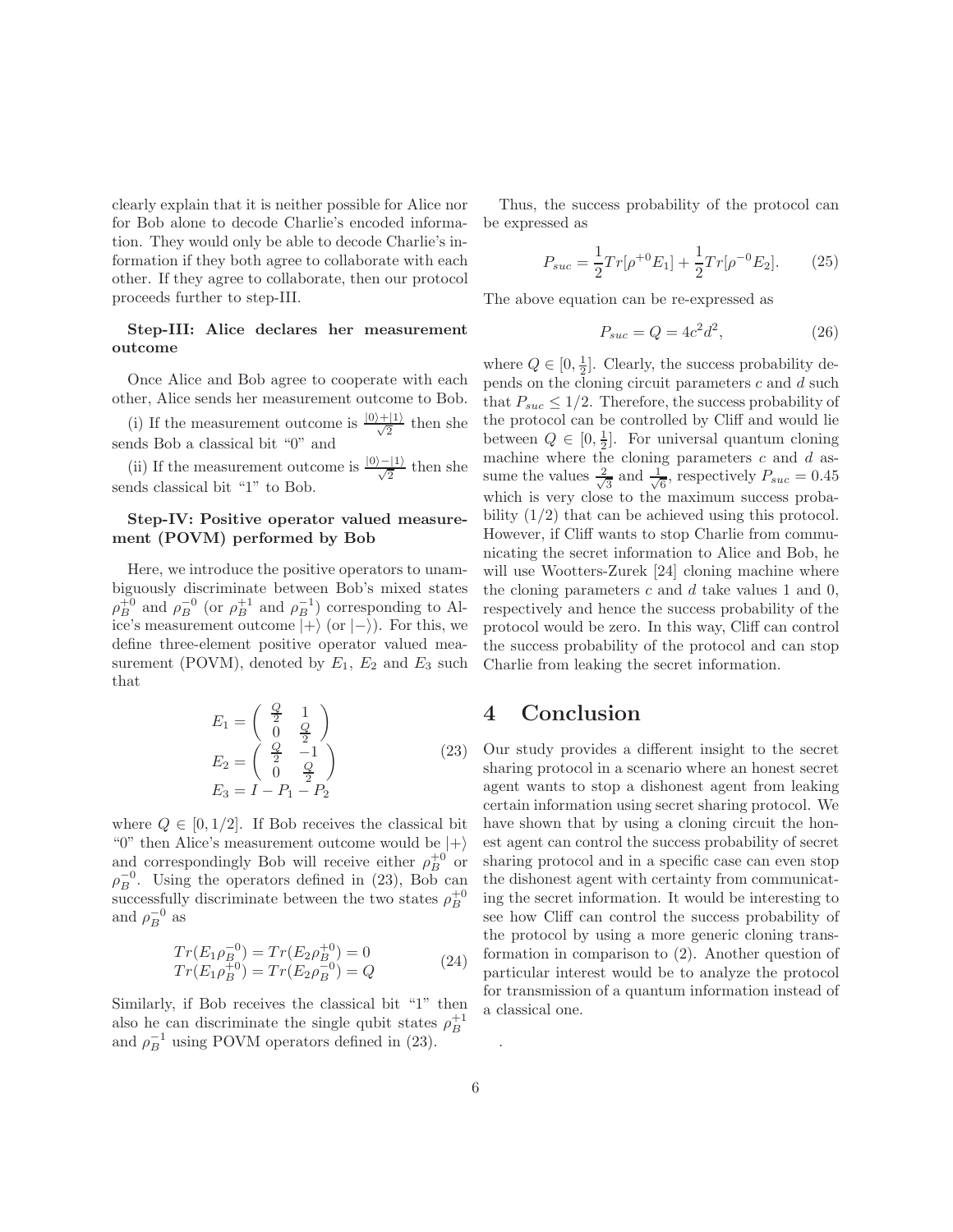clearly explain that it is neither possible for Alice nor for Bob alone to decode Charlie's encoded information. They would only be able to decode Charlie's information if they both agree to collaborate with each other. If they agree to collaborate, then our protocol proceeds further to step-III.

**Step-III: Alice declares her measurement outcome**

Once Alice and Bob agree to cooperate with each other, Alice sends her measurement outcome to Bob.

(i) If the measurement outcome is $\frac{|0\rangle+|1\rangle}{\sqrt{2}}$ then she sends Bob a classical bit "0" and

(ii) If the measurement outcome is $\frac{|0\rangle-|1\rangle}{\sqrt{2}}$ then she sends classical bit "1" to Bob.

**Step-IV: Positive operator valued measurement (POVM) performed by Bob**

Here, we introduce the positive operators to unambiguously discriminate between Bob's mixed states $\rho_B^{+0}$ and $\rho_B^{-0}$ (or $\rho_B^{+1}$ and $\rho_B^{-1}$) corresponding to Alice's measurement outcome $|+\rangle$ (or $|-\rangle$). For this, we define three-element positive operator valued measurement (POVM), denoted by $E_1$, $E_2$ and $E_3$ such that

$$
\begin{aligned}
E_1 &= \begin{pmatrix} \frac{Q}{2} & 1 \\ 0 & \frac{Q}{2} \end{pmatrix} \\
E_2 &= \begin{pmatrix} \frac{Q}{2} & -1 \\ 0 & \frac{Q}{2} \end{pmatrix} \\
E_3 &= I - P_1 - P_2
\end{aligned}
\tag{23}
$$

where $Q \in [0, 1/2]$. If Bob receives the classical bit "0" then Alice's measurement outcome would be $|+\rangle$ and correspondingly Bob will receive either $\rho_B^{+0}$ or $\rho_B^{-0}$. Using the operators defined in (23), Bob can successfully discriminate between the two states $\rho_B^{+0}$ and $\rho_B^{-0}$ as

$$
\begin{aligned}
Tr(E_1\rho_B^{-0}) &= Tr(E_2\rho_B^{+0}) = 0 \\
Tr(E_1\rho_B^{+0}) &= Tr(E_2\rho_B^{-0}) = Q
\end{aligned}
\tag{24}
$$

Similarly, if Bob receives the classical bit "1" then also he can discriminate the single qubit states $\rho_B^{+1}$ and $\rho_B^{-1}$ using POVM operators defined in (23).

Thus, the success probability of the protocol can be expressed as

$$
P_{suc} = \frac{1}{2}Tr[\rho^{+0}E_1] + \frac{1}{2}Tr[\rho^{-0}E_2]. \tag{25}
$$

The above equation can be re-expressed as

$$
P_{suc} = Q = 4c^2d^2, \tag{26}
$$

where $Q \in [0, \frac{1}{2}]$. Clearly, the success probability depends on the cloning circuit parameters $c$ and $d$ such that $P_{suc} \leq 1/2$. Therefore, the success probability of the protocol can be controlled by Cliff and would lie between $Q \in [0, \frac{1}{2}]$. For universal quantum cloning machine where the cloning parameters $c$ and $d$ assume the values $\frac{2}{\sqrt{3}}$ and $\frac{1}{\sqrt{6}}$, respectively $P_{suc} = 0.45$ which is very close to the maximum success probability ($1/2$) that can be achieved using this protocol. However, if Cliff wants to stop Charlie from communicating the secret information to Alice and Bob, he will use Wootters-Zurek [24] cloning machine where the cloning parameters $c$ and $d$ take values 1 and 0, respectively and hence the success probability of the protocol would be zero. In this way, Cliff can control the success probability of the protocol and can stop Charlie from leaking the secret information.

# 4 Conclusion

Our study provides a different insight to the secret sharing protocol in a scenario where an honest secret agent wants to stop a dishonest agent from leaking certain information using secret sharing protocol. We have shown that by using a cloning circuit the honest agent can control the success probability of secret sharing protocol and in a specific case can even stop the dishonest agent with certainty from communicating the secret information. It would be interesting to see how Cliff can control the success probability of the protocol by using a more generic cloning transformation in comparison to (2). Another question of particular interest would be to analyze the protocol for transmission of a quantum information instead of a classical one.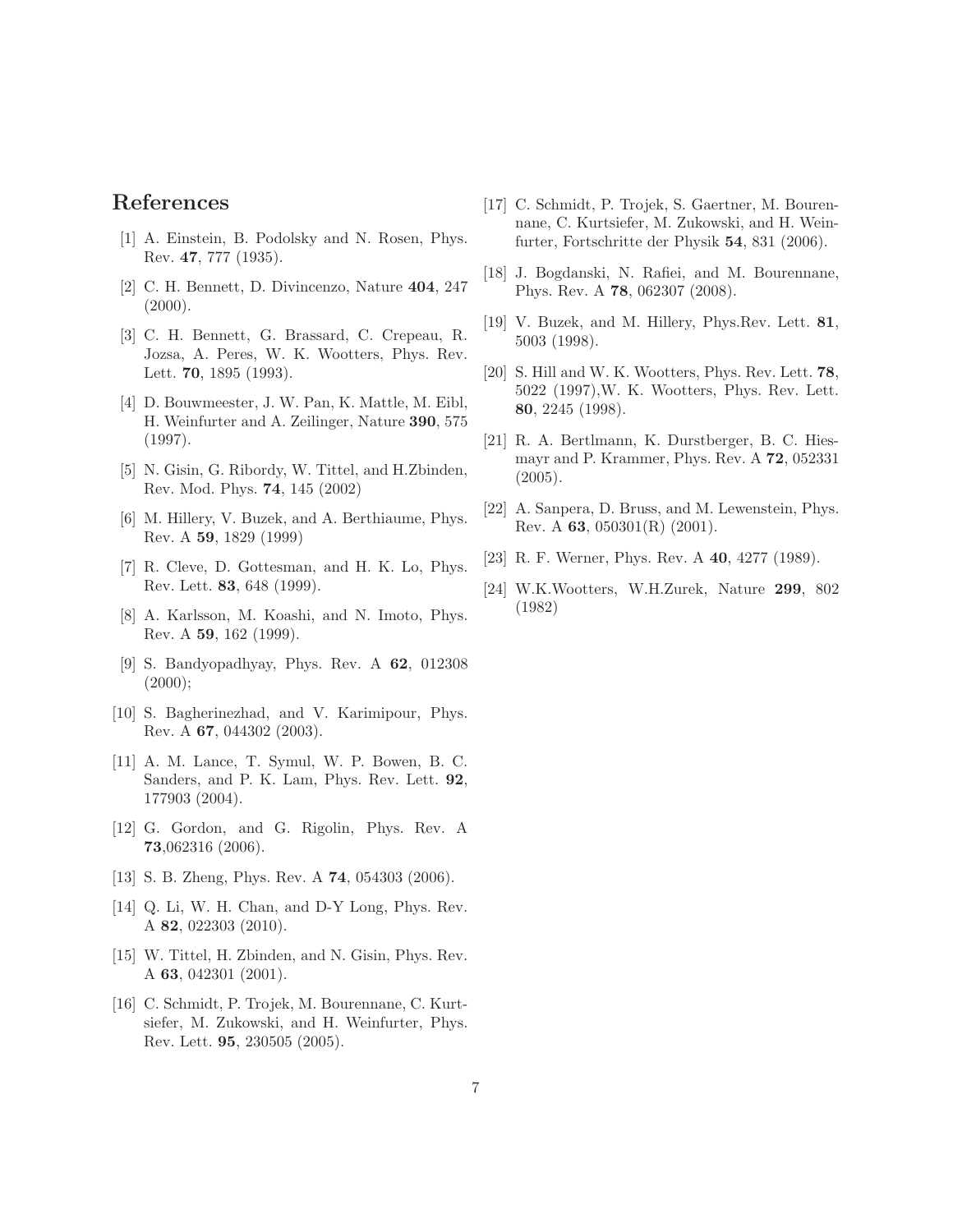# References

[1] A. Einstein, B. Podolsky and N. Rosen, Phys. Rev. **47**, 777 (1935).

[2] C. H. Bennett, D. Divincenzo, Nature **404**, 247 (2000).

[3] C. H. Bennett, G. Brassard, C. Crepeau, R. Jozsa, A. Peres, W. K. Wootters, Phys. Rev. Lett. **70**, 1895 (1993).

[4] D. Bouwmeester, J. W. Pan, K. Mattle, M. Eibl, H. Weinfurter and A. Zeilinger, Nature **390**, 575 (1997).

[5] N. Gisin, G. Ribordy, W. Tittel, and H.Zbinden, Rev. Mod. Phys. **74**, 145 (2002)

[6] M. Hillery, V. Buzek, and A. Berthiaume, Phys. Rev. A **59**, 1829 (1999)

[7] R. Cleve, D. Gottesman, and H. K. Lo, Phys. Rev. Lett. **83**, 648 (1999).

[8] A. Karlsson, M. Koashi, and N. Imoto, Phys. Rev. A **59**, 162 (1999).

[9] S. Bandyopadhyay, Phys. Rev. A **62**, 012308 (2000);

[10] S. Bagherinezhad, and V. Karimipour, Phys. Rev. A **67**, 044302 (2003).

[11] A. M. Lance, T. Symul, W. P. Bowen, B. C. Sanders, and P. K. Lam, Phys. Rev. Lett. **92**, 177903 (2004).

[12] G. Gordon, and G. Rigolin, Phys. Rev. A **73**,062316 (2006).

[13] S. B. Zheng, Phys. Rev. A **74**, 054303 (2006).

[14] Q. Li, W. H. Chan, and D-Y Long, Phys. Rev. A **82**, 022303 (2010).

[15] W. Tittel, H. Zbinden, and N. Gisin, Phys. Rev. A **63**, 042301 (2001).

[16] C. Schmidt, P. Trojek, M. Bourennane, C. Kurtsiefer, M. Zukowski, and H. Weinfurter, Phys. Rev. Lett. **95**, 230505 (2005).

[17] C. Schmidt, P. Trojek, S. Gaertner, M. Bourennane, C. Kurtsiefer, M. Zukowski, and H. Weinfurter, Fortschritte der Physik **54**, 831 (2006).

[18] J. Bogdanski, N. Rafiei, and M. Bourennane, Phys. Rev. A **78**, 062307 (2008).

[19] V. Buzek, and M. Hillery, Phys.Rev. Lett. **81**, 5003 (1998).

[20] S. Hill and W. K. Wootters, Phys. Rev. Lett. **78**, 5022 (1997),W. K. Wootters, Phys. Rev. Lett. **80**, 2245 (1998).

[21] R. A. Bertlmann, K. Durstberger, B. C. Hiesmayr and P. Krammer, Phys. Rev. A **72**, 052331 (2005).

[22] A. Sanpera, D. Bruss, and M. Lewenstein, Phys. Rev. A **63**, 050301(R) (2001).

[23] R. F. Werner, Phys. Rev. A **40**, 4277 (1989).

[24] W.K.Wootters, W.H.Zurek, Nature **299**, 802 (1982)